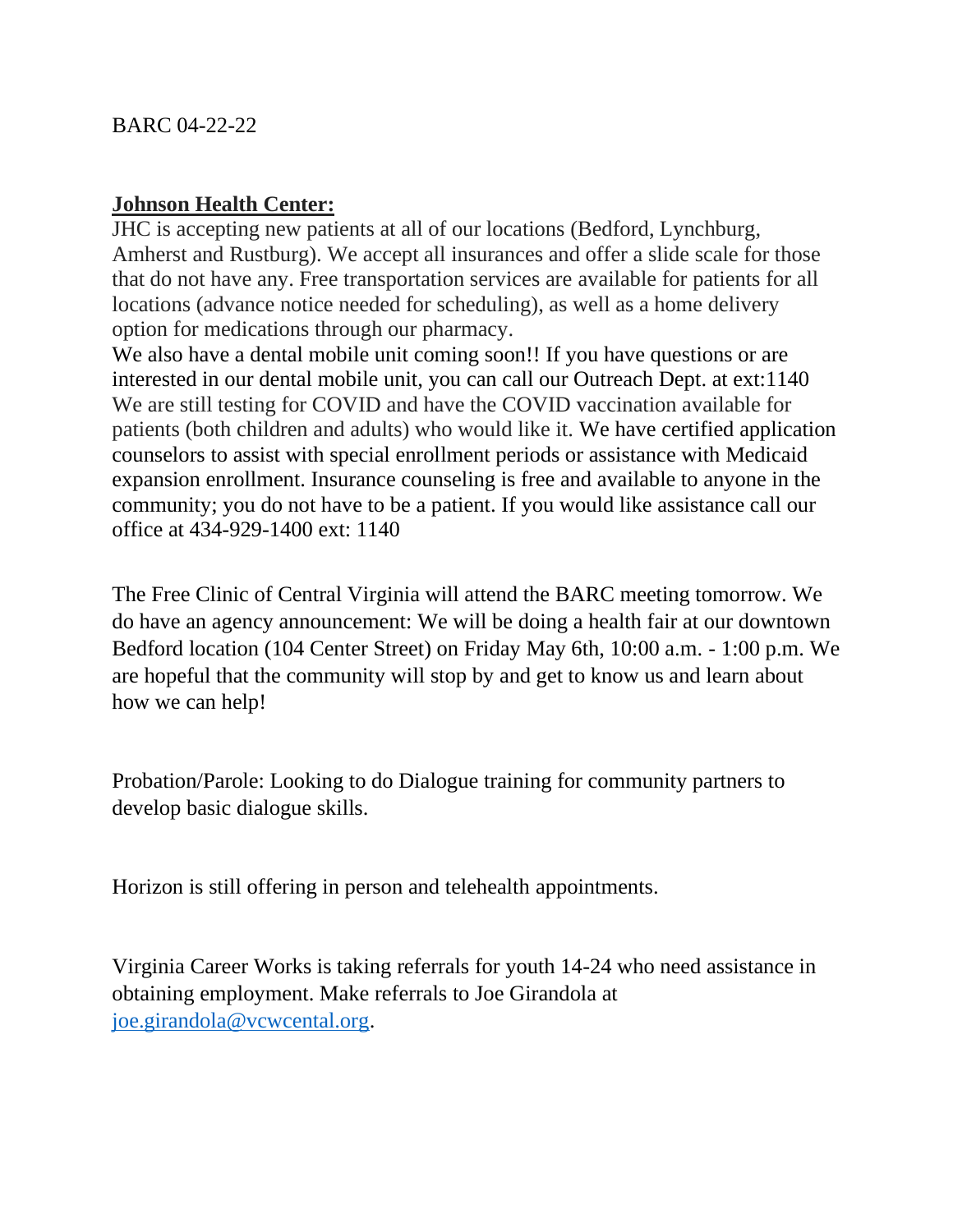BARC 04-22-22

**Johnson Health Center:**

JHC is accepting new patients at all of our locations (Bedford, Lynchburg, Amherst and Rustburg). We accept all insurances and offer a slide scale for those that do not have any. Free transportation services are available for patients for all locations (advance notice needed for scheduling), as well as a home delivery option for medications through our pharmacy.

We also have a dental mobile unit coming soon!! If you have questions or are interested in our dental mobile unit, you can call our Outreach Dept. at ext:1140

We are still testing for COVID and have the COVID vaccination available for patients (both children and adults) who would like it. We have certified application counselors to assist with special enrollment periods or assistance with Medicaid expansion enrollment. Insurance counseling is free and available to anyone in the community; you do not have to be a patient. If you would like assistance call our office at 434-929-1400 ext: 1140

The Free Clinic of Central Virginia will attend the BARC meeting tomorrow. We do have an agency announcement: We will be doing a health fair at our downtown Bedford location (104 Center Street) on Friday May 6th, 10:00 a.m. - 1:00 p.m. We are hopeful that the community will stop by and get to know us and learn about how we can help!

Probation/Parole: Looking to do Dialogue training for community partners to develop basic dialogue skills.

Horizon is still offering in person and telehealth appointments.

Virginia Career Works is taking referrals for youth 14-24 who need assistance in obtaining employment. Make referrals to Joe Girandola at joe.girandola@vcwcental.org.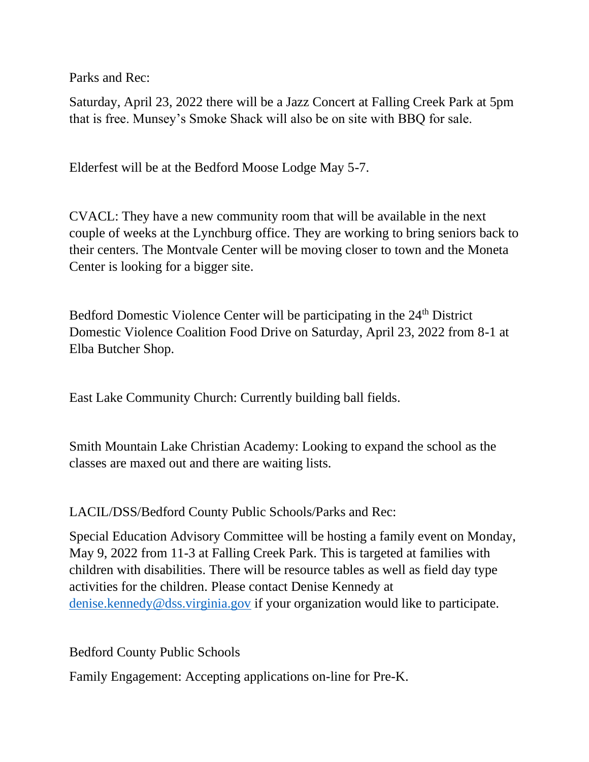Parks and Rec:

Saturday, April 23, 2022 there will be a Jazz Concert at Falling Creek Park at 5pm that is free. Munsey's Smoke Shack will also be on site with BBQ for sale.

Elderfest will be at the Bedford Moose Lodge May 5-7.

CVACL: They have a new community room that will be available in the next couple of weeks at the Lynchburg office. They are working to bring seniors back to their centers. The Montvale Center will be moving closer to town and the Moneta Center is looking for a bigger site.

Bedford Domestic Violence Center will be participating in the 24th District Domestic Violence Coalition Food Drive on Saturday, April 23, 2022 from 8-1 at Elba Butcher Shop.

East Lake Community Church: Currently building ball fields.

Smith Mountain Lake Christian Academy: Looking to expand the school as the classes are maxed out and there are waiting lists.

LACIL/DSS/Bedford County Public Schools/Parks and Rec:

Special Education Advisory Committee will be hosting a family event on Monday, May 9, 2022 from 11-3 at Falling Creek Park. This is targeted at families with children with disabilities. There will be resource tables as well as field day type activities for the children. Please contact Denise Kennedy at denise.kennedy@dss.virginia.gov if your organization would like to participate.

Bedford County Public Schools

Family Engagement: Accepting applications on-line for Pre-K.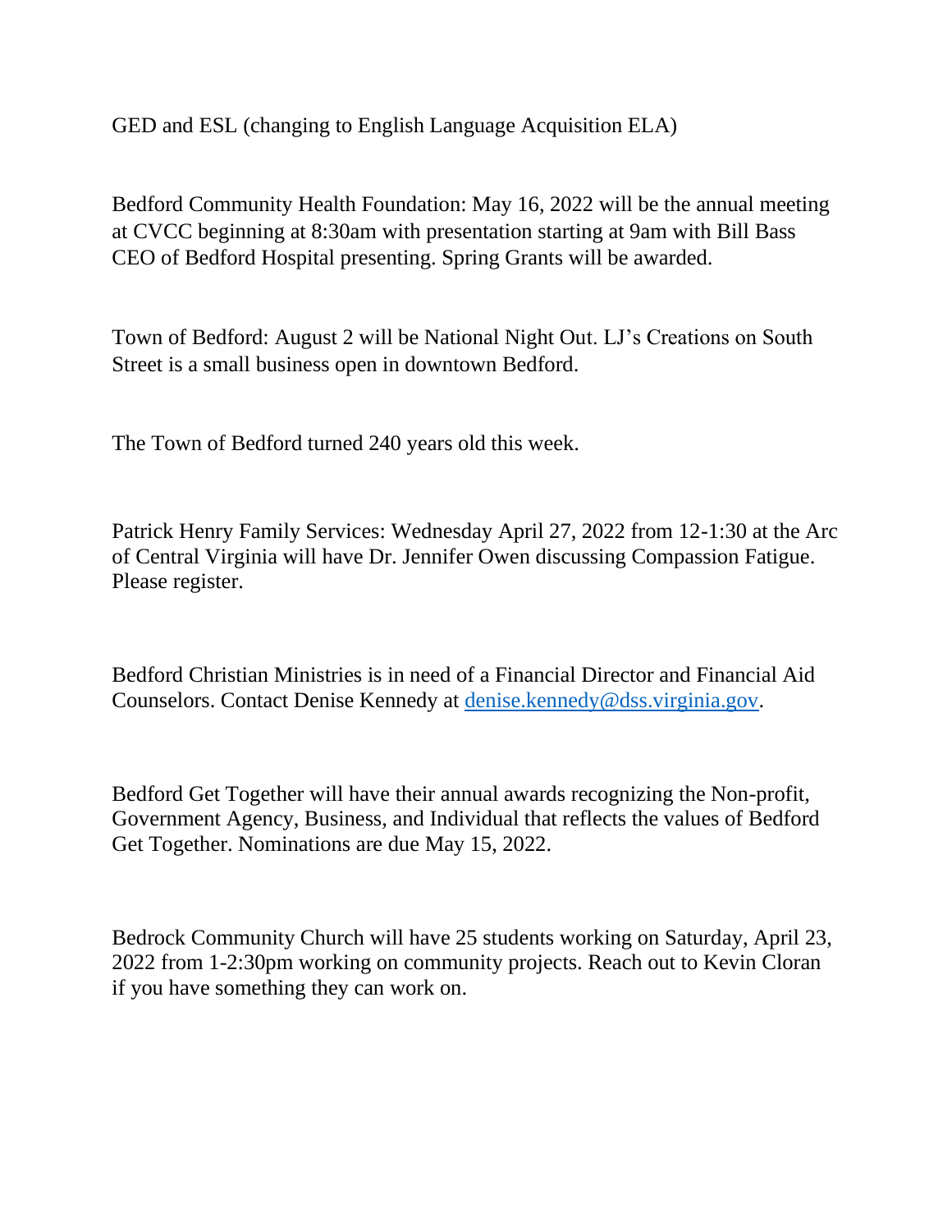GED and ESL (changing to English Language Acquisition ELA)

Bedford Community Health Foundation: May 16, 2022 will be the annual meeting at CVCC beginning at 8:30am with presentation starting at 9am with Bill Bass CEO of Bedford Hospital presenting. Spring Grants will be awarded.

Town of Bedford: August 2 will be National Night Out. LJ's Creations on South Street is a small business open in downtown Bedford.

The Town of Bedford turned 240 years old this week.

Patrick Henry Family Services: Wednesday April 27, 2022 from 12-1:30 at the Arc of Central Virginia will have Dr. Jennifer Owen discussing Compassion Fatigue. Please register.

Bedford Christian Ministries is in need of a Financial Director and Financial Aid Counselors. Contact Denise Kennedy at [denise.kennedy@dss.virginia.gov](mailto:denise.kennedy@dss.virginia.gov).

Bedford Get Together will have their annual awards recognizing the Non-profit, Government Agency, Business, and Individual that reflects the values of Bedford Get Together. Nominations are due May 15, 2022.

Bedrock Community Church will have 25 students working on Saturday, April 23, 2022 from 1-2:30pm working on community projects. Reach out to Kevin Cloran if you have something they can work on.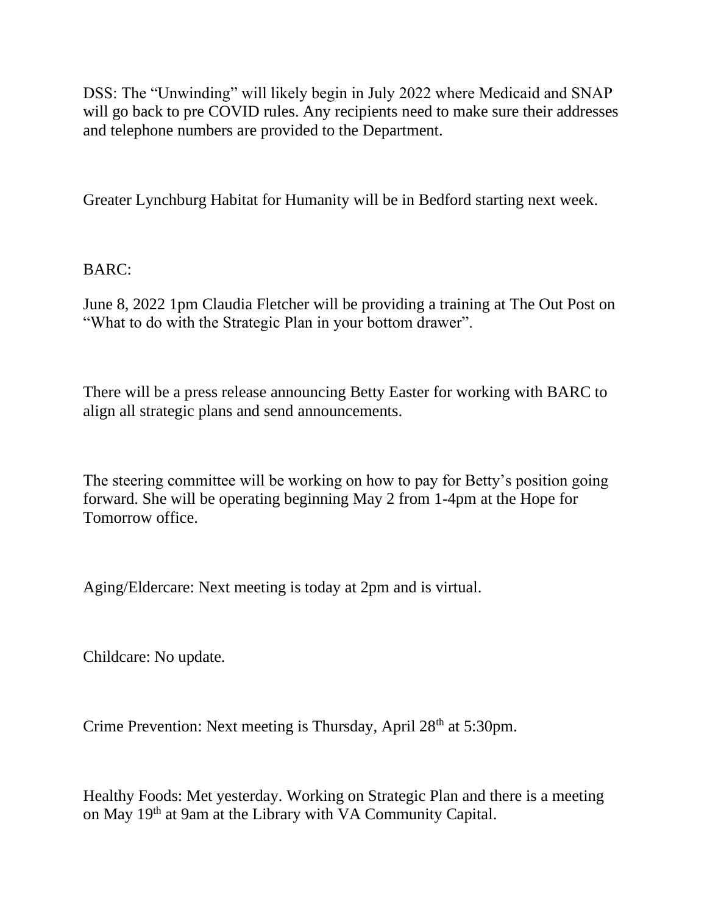DSS: The “Unwinding” will likely begin in July 2022 where Medicaid and SNAP will go back to pre COVID rules. Any recipients need to make sure their addresses and telephone numbers are provided to the Department.

Greater Lynchburg Habitat for Humanity will be in Bedford starting next week.

BARC:

June 8, 2022 1pm Claudia Fletcher will be providing a training at The Out Post on “What to do with the Strategic Plan in your bottom drawer”.

There will be a press release announcing Betty Easter for working with BARC to align all strategic plans and send announcements.

The steering committee will be working on how to pay for Betty’s position going forward. She will be operating beginning May 2 from 1-4pm at the Hope for Tomorrow office.

Aging/Eldercare: Next meeting is today at 2pm and is virtual.

Childcare: No update.

Crime Prevention: Next meeting is Thursday, April 28th at 5:30pm.

Healthy Foods: Met yesterday. Working on Strategic Plan and there is a meeting on May 19th at 9am at the Library with VA Community Capital.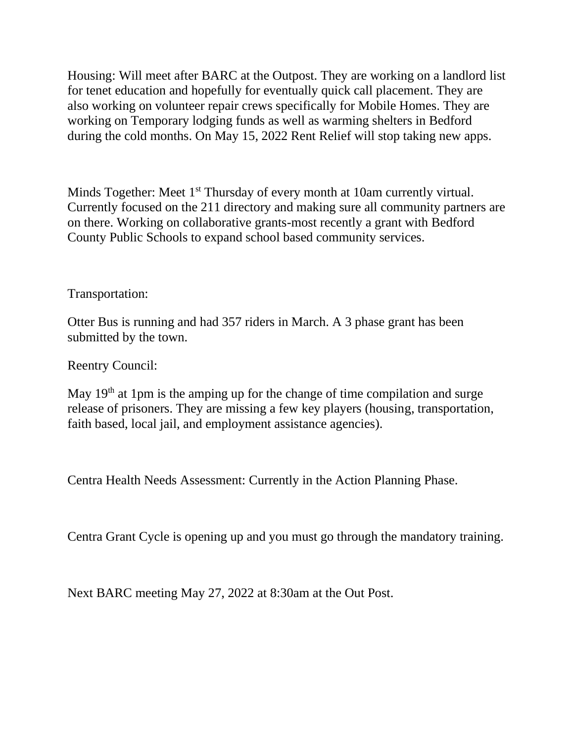Housing: Will meet after BARC at the Outpost. They are working on a landlord list for tenet education and hopefully for eventually quick call placement. They are also working on volunteer repair crews specifically for Mobile Homes. They are working on Temporary lodging funds as well as warming shelters in Bedford during the cold months. On May 15, 2022 Rent Relief will stop taking new apps.

Minds Together: Meet 1st Thursday of every month at 10am currently virtual. Currently focused on the 211 directory and making sure all community partners are on there. Working on collaborative grants-most recently a grant with Bedford County Public Schools to expand school based community services.

Transportation:

Otter Bus is running and had 357 riders in March. A 3 phase grant has been submitted by the town.

Reentry Council:

May 19th at 1pm is the amping up for the change of time compilation and surge release of prisoners. They are missing a few key players (housing, transportation, faith based, local jail, and employment assistance agencies).

Centra Health Needs Assessment: Currently in the Action Planning Phase.

Centra Grant Cycle is opening up and you must go through the mandatory training.

Next BARC meeting May 27, 2022 at 8:30am at the Out Post.